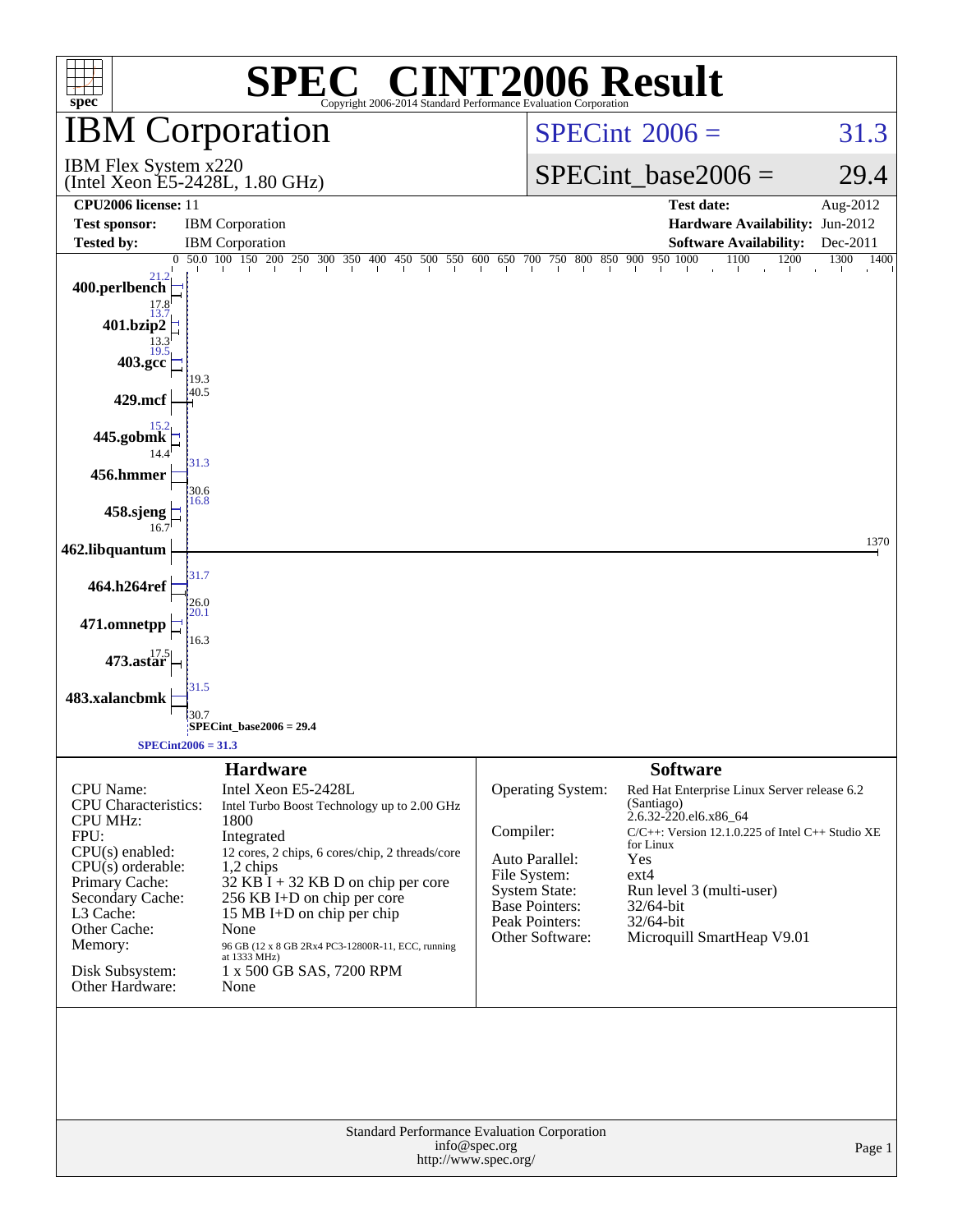# SPEC CINT2006 Result

Copyright 2006-2014 Standard Performance Evaluation Corporation

## IBM Corporation

IBM Flex System x220
(Intel Xeon E5-2428L, 1.80 GHz)

SPECint 2006 = 31.3

SPECint_base2006 = 29.4

| | | | |
|---|---|---|---|
| **CPU2006 license:** 11 | | **Test date:** | Aug-2012 |
| **Test sponsor:** | IBM Corporation | **Hardware Availability:** | Jun-2012 |
| **Tested by:** | IBM Corporation | **Software Availability:** | Dec-2011 |

| Benchmark | Peak | Base |
|---|---|---|
| 400.perlbench | 21.2 | 17.8 |
| 401.bzip2 | 13.7 | 13.3 |
| 403.gcc | 19.5 | 19.3 |
| 429.mcf | | 40.5 |
| 445.gobmk | 15.2 | 14.4 |
| 456.hmmer | 31.3 | 30.6 |
| 458.sjeng | 16.8 | 16.7 |
| 462.libquantum | | 1370 |
| 464.h264ref | 31.7 | 26.0 |
| 471.omnetpp | 20.1 | 16.3 |
| 473.astar | | 17.5 |
| 483.xalancbmk | 31.5 | 30.7 |

SPECint_base2006 = 29.4

SPECint2006 = 31.3

### Hardware

| | |
|---|---|
| CPU Name: | Intel Xeon E5-2428L |
| CPU Characteristics: | Intel Turbo Boost Technology up to 2.00 GHz |
| CPU MHz: | 1800 |
| FPU: | Integrated |
| CPU(s) enabled: | 12 cores, 2 chips, 6 cores/chip, 2 threads/core |
| CPU(s) orderable: | 1,2 chips |
| Primary Cache: | 32 KB I + 32 KB D on chip per core |
| Secondary Cache: | 256 KB I+D on chip per core |
| L3 Cache: | 15 MB I+D on chip per chip |
| Other Cache: | None |
| Memory: | 96 GB (12 x 8 GB 2Rx4 PC3-12800R-11, ECC, running at 1333 MHz) |
| Disk Subsystem: | 1 x 500 GB SAS, 7200 RPM |
| Other Hardware: | None |

### Software

| | |
|---|---|
| Operating System: | Red Hat Enterprise Linux Server release 6.2 (Santiago) 2.6.32-220.el6.x86_64 |
| Compiler: | C/C++: Version 12.1.0.225 of Intel C++ Studio XE for Linux |
| Auto Parallel: | Yes |
| File System: | ext4 |
| System State: | Run level 3 (multi-user) |
| Base Pointers: | 32/64-bit |
| Peak Pointers: | 32/64-bit |
| Other Software: | Microquill SmartHeap V9.01 |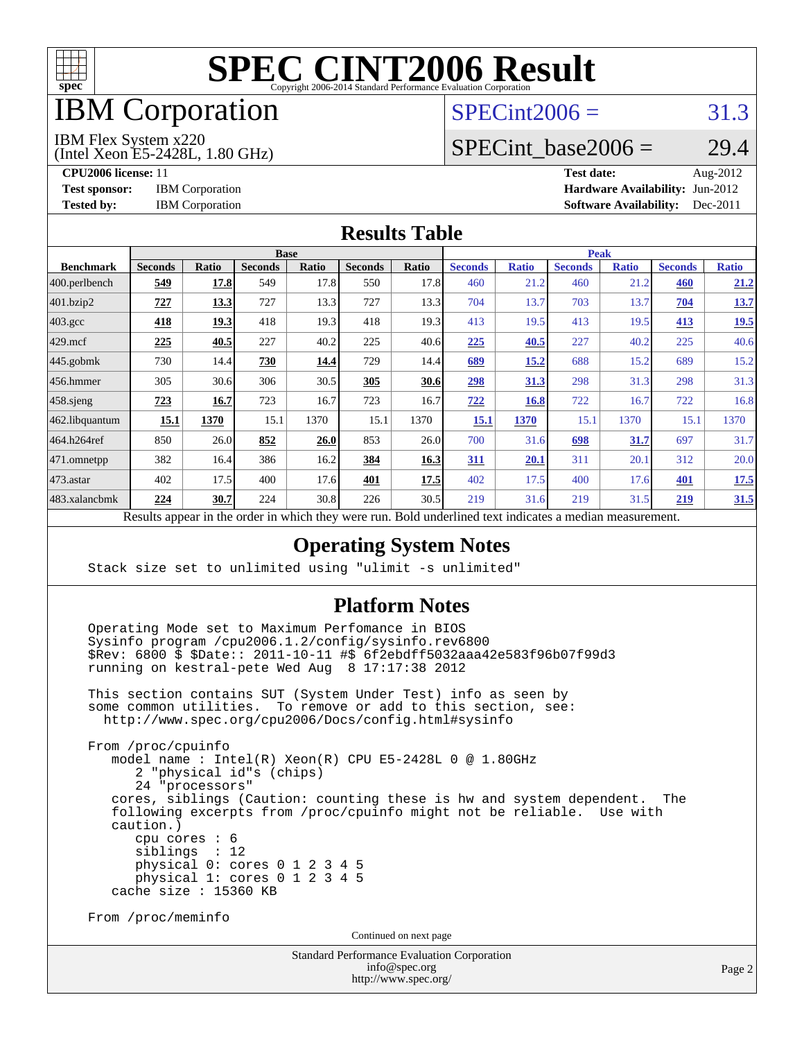# SPEC CINT2006 Result

Copyright 2006-2014 Standard Performance Evaluation Corporation

# IBM Corporation

IBM Flex System x220
(Intel Xeon E5-2428L, 1.80 GHz)

SPECint2006 = 31.3

SPECint_base2006 = 29.4

**CPU2006 license:** 11
**Test sponsor:** IBM Corporation
**Tested by:** IBM Corporation

**Test date:** Aug-2012
**Hardware Availability:** Jun-2012
**Software Availability:** Dec-2011

## Results Table

| Benchmark | Base | | | | | | Peak | | | | | |
|---|---|---|---|---|---|---|---|---|---|---|---|---|
| | Seconds | Ratio | Seconds | Ratio | Seconds | Ratio | Seconds | Ratio | Seconds | Ratio | Seconds | Ratio |
| 400.perlbench | **549** | **17.8** | 549 | 17.8 | 550 | 17.8 | 460 | 21.2 | 460 | 21.2 | **460** | **21.2** |
| 401.bzip2 | **727** | **13.3** | 727 | 13.3 | 727 | 13.3 | 704 | 13.7 | 703 | 13.7 | **704** | **13.7** |
| 403.gcc | **418** | **19.3** | 418 | 19.3 | 418 | 19.3 | 413 | 19.5 | 413 | 19.5 | **413** | **19.5** |
| 429.mcf | **225** | **40.5** | 227 | 40.2 | 225 | 40.6 | **225** | **40.5** | 227 | 40.2 | 225 | 40.6 |
| 445.gobmk | 730 | 14.4 | **730** | **14.4** | 729 | 14.4 | **689** | **15.2** | 688 | 15.2 | 689 | 15.2 |
| 456.hmmer | 305 | 30.6 | 306 | 30.5 | **305** | **30.6** | **298** | **31.3** | 298 | 31.3 | 298 | 31.3 |
| 458.sjeng | **723** | **16.7** | 723 | 16.7 | 723 | 16.7 | **722** | **16.8** | 722 | 16.7 | 722 | 16.8 |
| 462.libquantum | **15.1** | **1370** | 15.1 | 1370 | 15.1 | 1370 | **15.1** | **1370** | 15.1 | 1370 | 15.1 | 1370 |
| 464.h264ref | 850 | 26.0 | **852** | **26.0** | 853 | 26.0 | 700 | 31.6 | **698** | **31.7** | 697 | 31.7 |
| 471.omnetpp | 382 | 16.4 | 386 | 16.2 | **384** | **16.3** | **311** | **20.1** | 311 | 20.1 | 312 | 20.0 |
| 473.astar | 402 | 17.5 | 400 | 17.6 | **401** | **17.5** | 402 | 17.5 | 400 | 17.6 | **401** | **17.5** |
| 483.xalancbmk | **224** | **30.7** | 224 | 30.8 | 226 | 30.5 | 219 | 31.6 | 219 | 31.5 | **219** | **31.5** |

Results appear in the order in which they were run. Bold underlined text indicates a median measurement.

## Operating System Notes

```
Stack size set to unlimited using "ulimit -s unlimited"
```

## Platform Notes

```
Operating Mode set to Maximum Perfomance in BIOS
Sysinfo program /cpu2006.1.2/config/sysinfo.rev6800
$Rev: 6800 $ $Date:: 2011-10-11 #$ 6f2ebdff5032aaa42e583f96b07f99d3
running on kestral-pete Wed Aug  8 17:17:38 2012

This section contains SUT (System Under Test) info as seen by
some common utilities.  To remove or add to this section, see:
  http://www.spec.org/cpu2006/Docs/config.html#sysinfo

From /proc/cpuinfo
   model name : Intel(R) Xeon(R) CPU E5-2428L 0 @ 1.80GHz
      2 "physical id"s (chips)
      24 "processors"
   cores, siblings (Caution: counting these is hw and system dependent.  The
   following excerpts from /proc/cpuinfo might not be reliable.  Use with
   caution.)
      cpu cores : 6
      siblings  : 12
      physical 0: cores 0 1 2 3 4 5
      physical 1: cores 0 1 2 3 4 5
   cache size : 15360 KB

From /proc/meminfo
```

Continued on next page

Standard Performance Evaluation Corporation
info@spec.org
http://www.spec.org/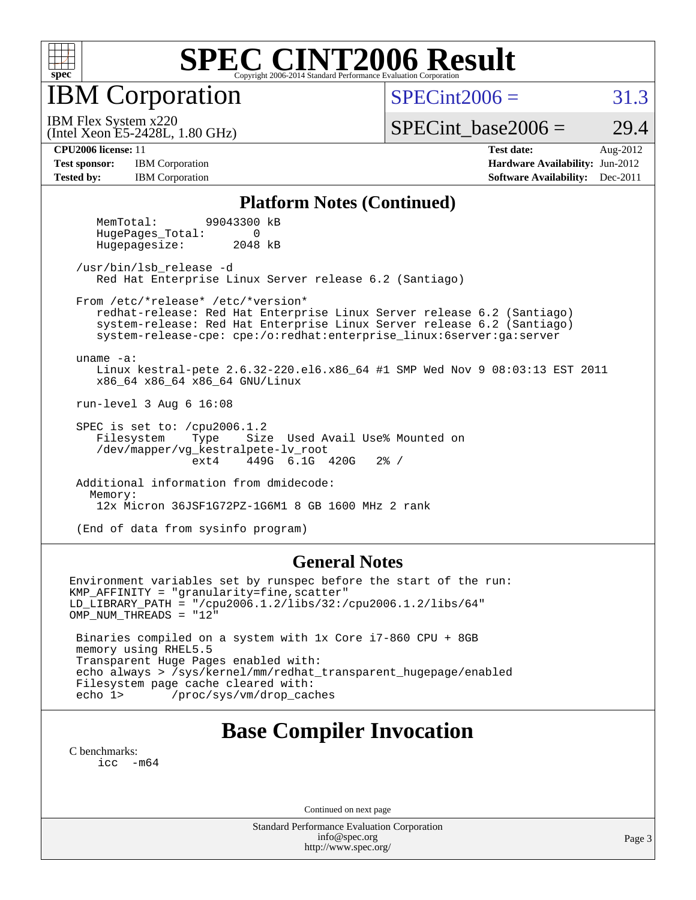# SPEC CINT2006 Result

Copyright 2006-2014 Standard Performance Evaluation Corporation

## IBM Corporation

IBM Flex System x220
(Intel Xeon E5-2428L, 1.80 GHz)

SPECint2006 = 31.3

SPECint_base2006 = 29.4

**CPU2006 license:** 11
**Test sponsor:** IBM Corporation
**Tested by:** IBM Corporation

**Test date:** Aug-2012
**Hardware Availability:** Jun-2012
**Software Availability:** Dec-2011

### Platform Notes (Continued)

```
    MemTotal:       99043300 kB
    HugePages_Total:       0
    Hugepagesize:       2048 kB

 /usr/bin/lsb_release -d
    Red Hat Enterprise Linux Server release 6.2 (Santiago)

 From /etc/*release* /etc/*version*
    redhat-release: Red Hat Enterprise Linux Server release 6.2 (Santiago)
    system-release: Red Hat Enterprise Linux Server release 6.2 (Santiago)
    system-release-cpe: cpe:/o:redhat:enterprise_linux:6server:ga:server

 uname -a:
    Linux kestral-pete 2.6.32-220.el6.x86_64 #1 SMP Wed Nov 9 08:03:13 EST 2011
    x86_64 x86_64 x86_64 GNU/Linux

 run-level 3 Aug 6 16:08

 SPEC is set to: /cpu2006.1.2
    Filesystem    Type    Size  Used Avail Use% Mounted on
    /dev/mapper/vg_kestralpete-lv_root
                  ext4    449G  6.1G  420G   2% /

 Additional information from dmidecode:
   Memory:
    12x Micron 36JSF1G72PZ-1G6M1 8 GB 1600 MHz 2 rank

 (End of data from sysinfo program)
```

### General Notes

```
Environment variables set by runspec before the start of the run:
KMP_AFFINITY = "granularity=fine,scatter"
LD_LIBRARY_PATH = "/cpu2006.1.2/libs/32:/cpu2006.1.2/libs/64"
OMP_NUM_THREADS = "12"

 Binaries compiled on a system with 1x Core i7-860 CPU + 8GB
 memory using RHEL5.5
 Transparent Huge Pages enabled with:
 echo always > /sys/kernel/mm/redhat_transparent_hugepage/enabled
 Filesystem page cache cleared with:
 echo 1>       /proc/sys/vm/drop_caches
```

## Base Compiler Invocation

C benchmarks:
    icc -m64

Continued on next page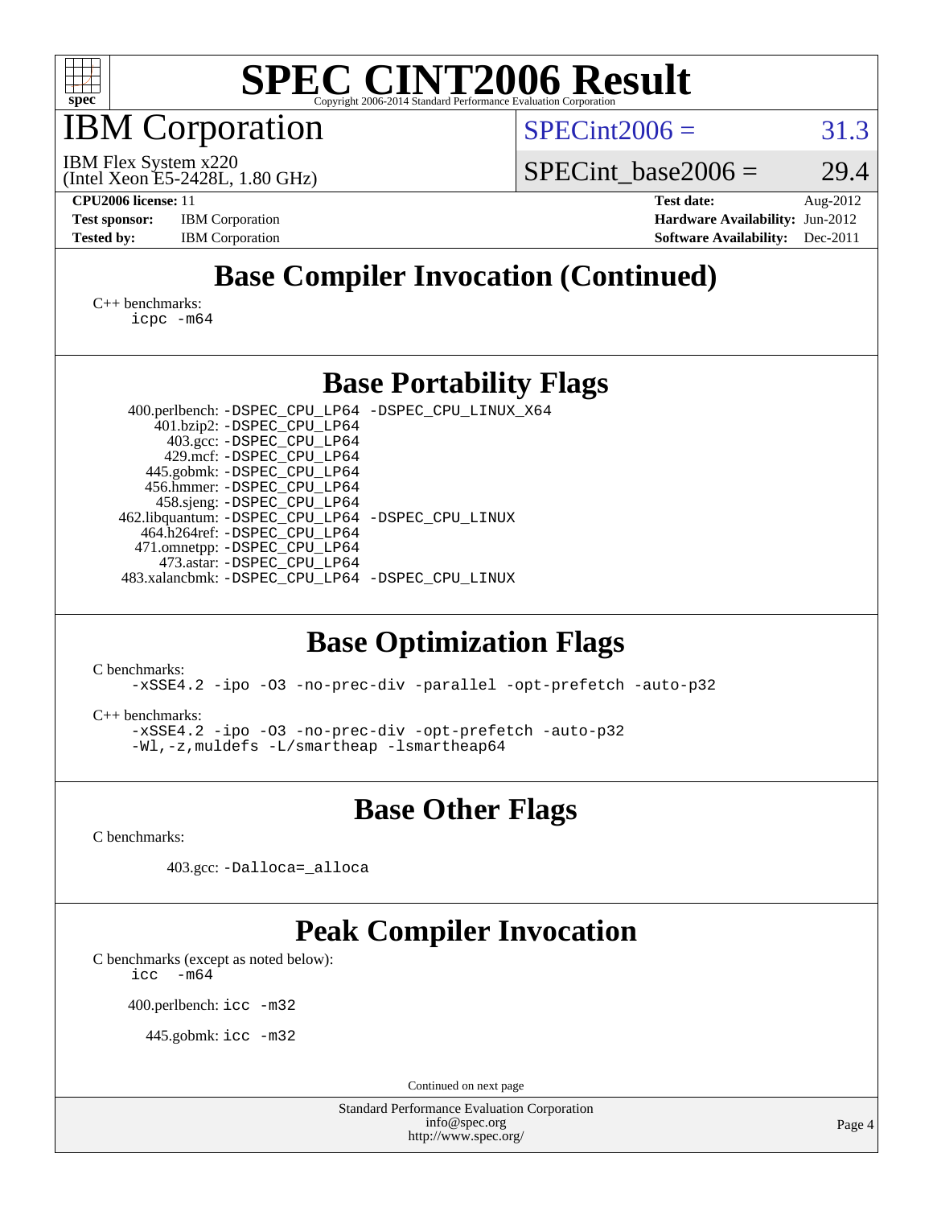# SPEC CINT2006 Result

Copyright 2006-2014 Standard Performance Evaluation Corporation

# IBM Corporation

IBM Flex System x220
(Intel Xeon E5-2428L, 1.80 GHz)

SPECint2006 = 31.3

SPECint_base2006 = 29.4

| | | | |
|---|---|---|---|
| **CPU2006 license:** 11 | | **Test date:** | Aug-2012 |
| **Test sponsor:** | IBM Corporation | **Hardware Availability:** | Jun-2012 |
| **Tested by:** | IBM Corporation | **Software Availability:** | Dec-2011 |

## Base Compiler Invocation (Continued)

C++ benchmarks:
```
icpc -m64
```

## Base Portability Flags

| | |
|---|---|
| 400.perlbench: | `-DSPEC_CPU_LP64 -DSPEC_CPU_LINUX_X64` |
| 401.bzip2: | `-DSPEC_CPU_LP64` |
| 403.gcc: | `-DSPEC_CPU_LP64` |
| 429.mcf: | `-DSPEC_CPU_LP64` |
| 445.gobmk: | `-DSPEC_CPU_LP64` |
| 456.hmmer: | `-DSPEC_CPU_LP64` |
| 458.sjeng: | `-DSPEC_CPU_LP64` |
| 462.libquantum: | `-DSPEC_CPU_LP64 -DSPEC_CPU_LINUX` |
| 464.h264ref: | `-DSPEC_CPU_LP64` |
| 471.omnetpp: | `-DSPEC_CPU_LP64` |
| 473.astar: | `-DSPEC_CPU_LP64` |
| 483.xalancbmk: | `-DSPEC_CPU_LP64 -DSPEC_CPU_LINUX` |

## Base Optimization Flags

C benchmarks:
```
-xSSE4.2 -ipo -O3 -no-prec-div -parallel -opt-prefetch -auto-p32
```

C++ benchmarks:
```
-xSSE4.2 -ipo -O3 -no-prec-div -opt-prefetch -auto-p32
-Wl,-z,muldefs -L/smartheap -lsmartheap64
```

## Base Other Flags

C benchmarks:

403.gcc: `-Dalloca=_alloca`

## Peak Compiler Invocation

C benchmarks (except as noted below):
```
icc  -m64
```

400.perlbench: `icc -m32`

445.gobmk: `icc -m32`

Continued on next page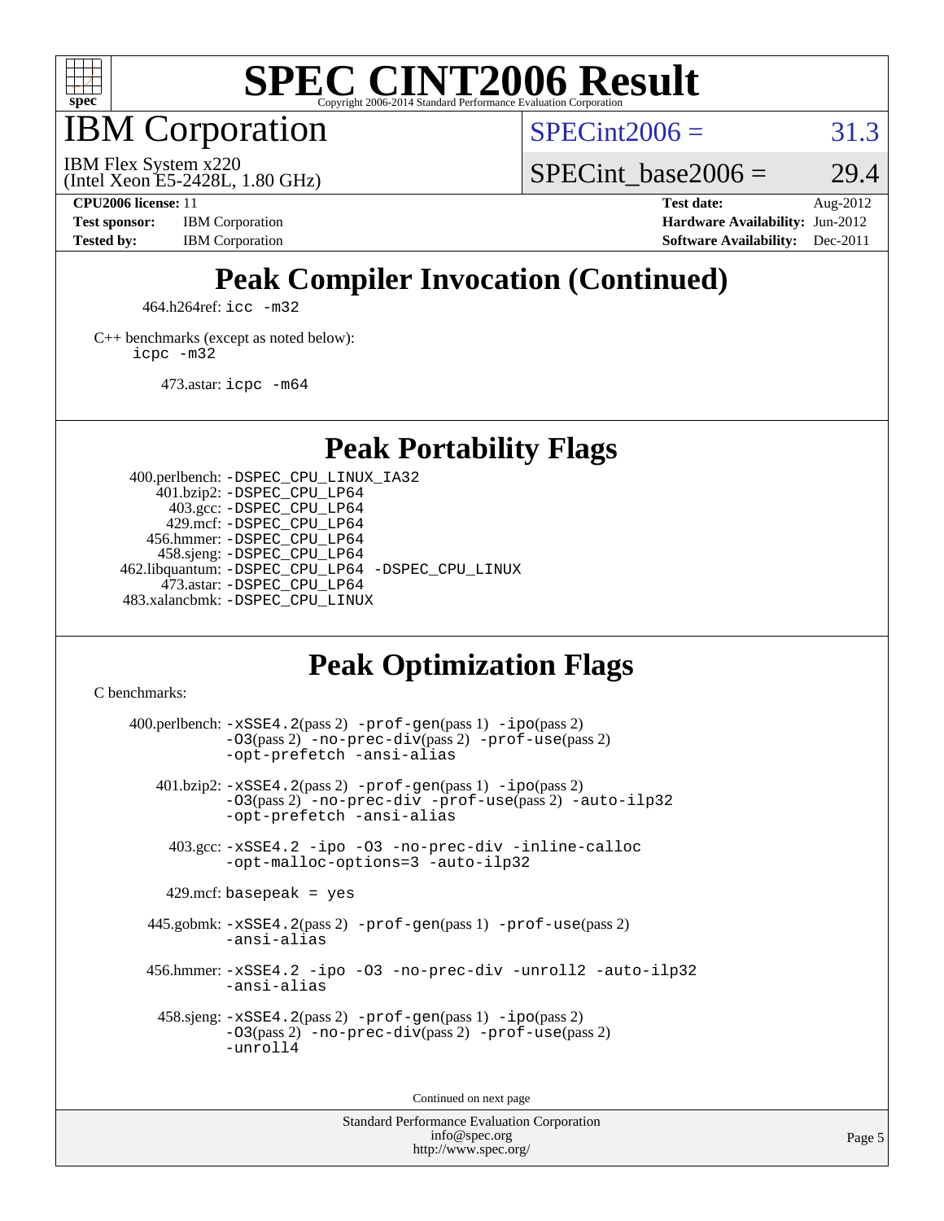# SPEC CINT2006 Result

Copyright 2006-2014 Standard Performance Evaluation Corporation

## IBM Corporation

IBM Flex System x220
(Intel Xeon E5-2428L, 1.80 GHz)

SPECint2006 = 31.3

SPECint_base2006 = 29.4

| | | | |
|---|---|---|---|
| **CPU2006 license:** 11 | | **Test date:** | Aug-2012 |
| **Test sponsor:** | IBM Corporation | **Hardware Availability:** | Jun-2012 |
| **Tested by:** | IBM Corporation | **Software Availability:** | Dec-2011 |

## Peak Compiler Invocation (Continued)

464.h264ref: `icc -m32`

C++ benchmarks (except as noted below):
`icpc -m32`

473.astar: `icpc -m64`

## Peak Portability Flags

400.perlbench: `-DSPEC_CPU_LINUX_IA32`
401.bzip2: `-DSPEC_CPU_LP64`
403.gcc: `-DSPEC_CPU_LP64`
429.mcf: `-DSPEC_CPU_LP64`
456.hmmer: `-DSPEC_CPU_LP64`
458.sjeng: `-DSPEC_CPU_LP64`
462.libquantum: `-DSPEC_CPU_LP64 -DSPEC_CPU_LINUX`
473.astar: `-DSPEC_CPU_LP64`
483.xalancbmk: `-DSPEC_CPU_LINUX`

## Peak Optimization Flags

C benchmarks:

400.perlbench: `-xSSE4.2`(pass 2) `-prof-gen`(pass 1) `-ipo`(pass 2) `-O3`(pass 2) `-no-prec-div`(pass 2) `-prof-use`(pass 2) `-opt-prefetch -ansi-alias`

401.bzip2: `-xSSE4.2`(pass 2) `-prof-gen`(pass 1) `-ipo`(pass 2) `-O3`(pass 2) `-no-prec-div -prof-use`(pass 2) `-auto-ilp32 -opt-prefetch -ansi-alias`

403.gcc: `-xSSE4.2 -ipo -O3 -no-prec-div -inline-calloc -opt-malloc-options=3 -auto-ilp32`

429.mcf: `basepeak = yes`

445.gobmk: `-xSSE4.2`(pass 2) `-prof-gen`(pass 1) `-prof-use`(pass 2) `-ansi-alias`

456.hmmer: `-xSSE4.2 -ipo -O3 -no-prec-div -unroll2 -auto-ilp32 -ansi-alias`

458.sjeng: `-xSSE4.2`(pass 2) `-prof-gen`(pass 1) `-ipo`(pass 2) `-O3`(pass 2) `-no-prec-div`(pass 2) `-prof-use`(pass 2) `-unroll4`

Continued on next page

Standard Performance Evaluation Corporation
info@spec.org
http://www.spec.org/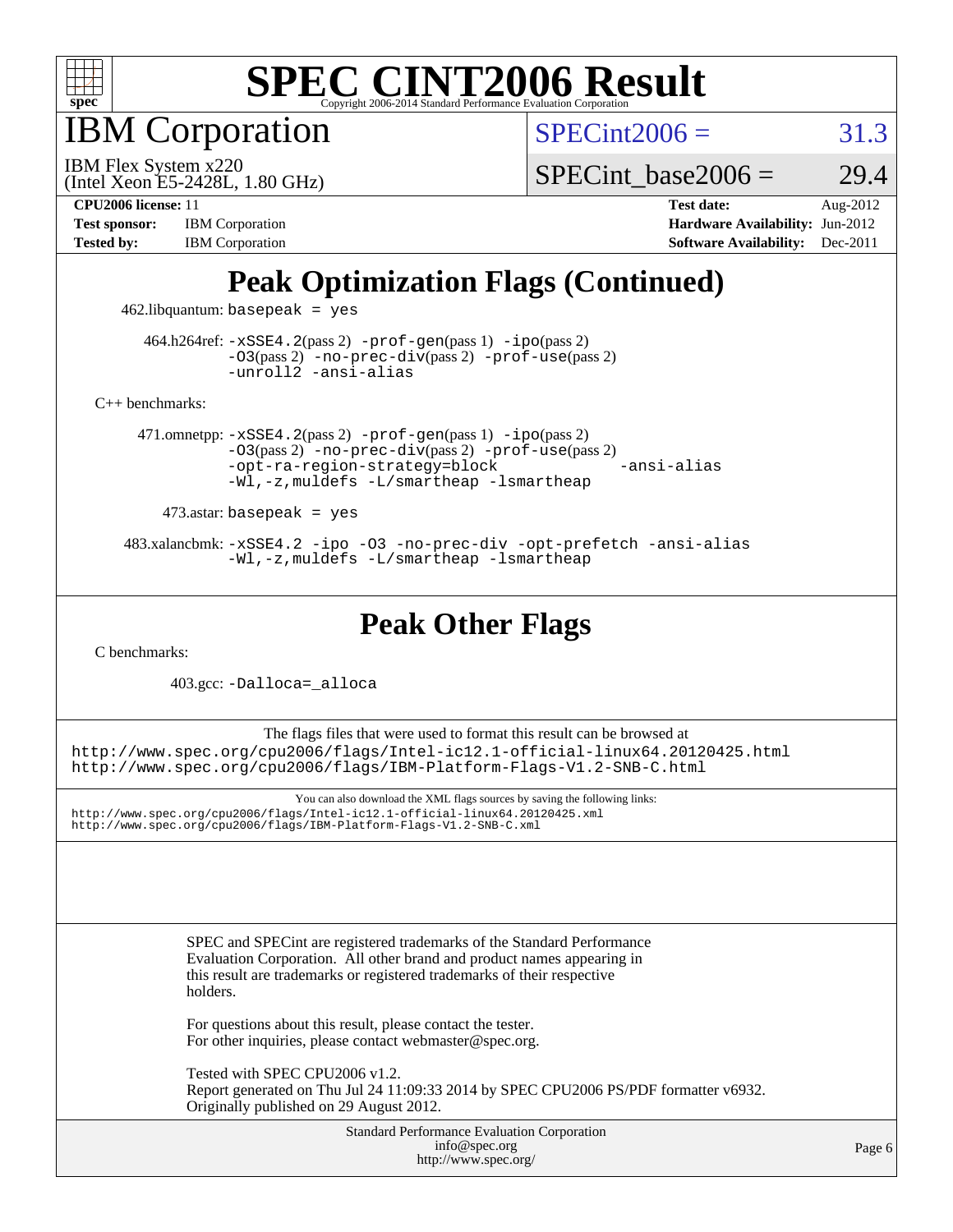# SPEC CINT2006 Result

Copyright 2006-2014 Standard Performance Evaluation Corporation

# IBM Corporation

IBM Flex System x220
(Intel Xeon E5-2428L, 1.80 GHz)

SPECint2006 = 31.3

SPECint_base2006 = 29.4

| | | | |
|---|---|---|---|
| **CPU2006 license:** 11 | | **Test date:** | Aug-2012 |
| **Test sponsor:** | IBM Corporation | **Hardware Availability:** | Jun-2012 |
| **Tested by:** | IBM Corporation | **Software Availability:** | Dec-2011 |

## Peak Optimization Flags (Continued)

462.libquantum: basepeak = yes

464.h264ref: -xSSE4.2(pass 2) -prof-gen(pass 1) -ipo(pass 2) -O3(pass 2) -no-prec-div(pass 2) -prof-use(pass 2) -unroll2 -ansi-alias

C++ benchmarks:

471.omnetpp: -xSSE4.2(pass 2) -prof-gen(pass 1) -ipo(pass 2) -O3(pass 2) -no-prec-div(pass 2) -prof-use(pass 2) -opt-ra-region-strategy=block -ansi-alias -Wl,-z,muldefs -L/smartheap -lsmartheap

473.astar: basepeak = yes

483.xalancbmk: -xSSE4.2 -ipo -O3 -no-prec-div -opt-prefetch -ansi-alias -Wl,-z,muldefs -L/smartheap -lsmartheap

## Peak Other Flags

C benchmarks:

403.gcc: -Dalloca=_alloca

The flags files that were used to format this result can be browsed at
http://www.spec.org/cpu2006/flags/Intel-ic12.1-official-linux64.20120425.html
http://www.spec.org/cpu2006/flags/IBM-Platform-Flags-V1.2-SNB-C.html

You can also download the XML flags sources by saving the following links:
http://www.spec.org/cpu2006/flags/Intel-ic12.1-official-linux64.20120425.xml
http://www.spec.org/cpu2006/flags/IBM-Platform-Flags-V1.2-SNB-C.xml

SPEC and SPECint are registered trademarks of the Standard Performance Evaluation Corporation. All other brand and product names appearing in this result are trademarks or registered trademarks of their respective holders.

For questions about this result, please contact the tester.
For other inquiries, please contact webmaster@spec.org.

Tested with SPEC CPU2006 v1.2.
Report generated on Thu Jul 24 11:09:33 2014 by SPEC CPU2006 PS/PDF formatter v6932.
Originally published on 29 August 2012.

Standard Performance Evaluation Corporation
info@spec.org
http://www.spec.org/